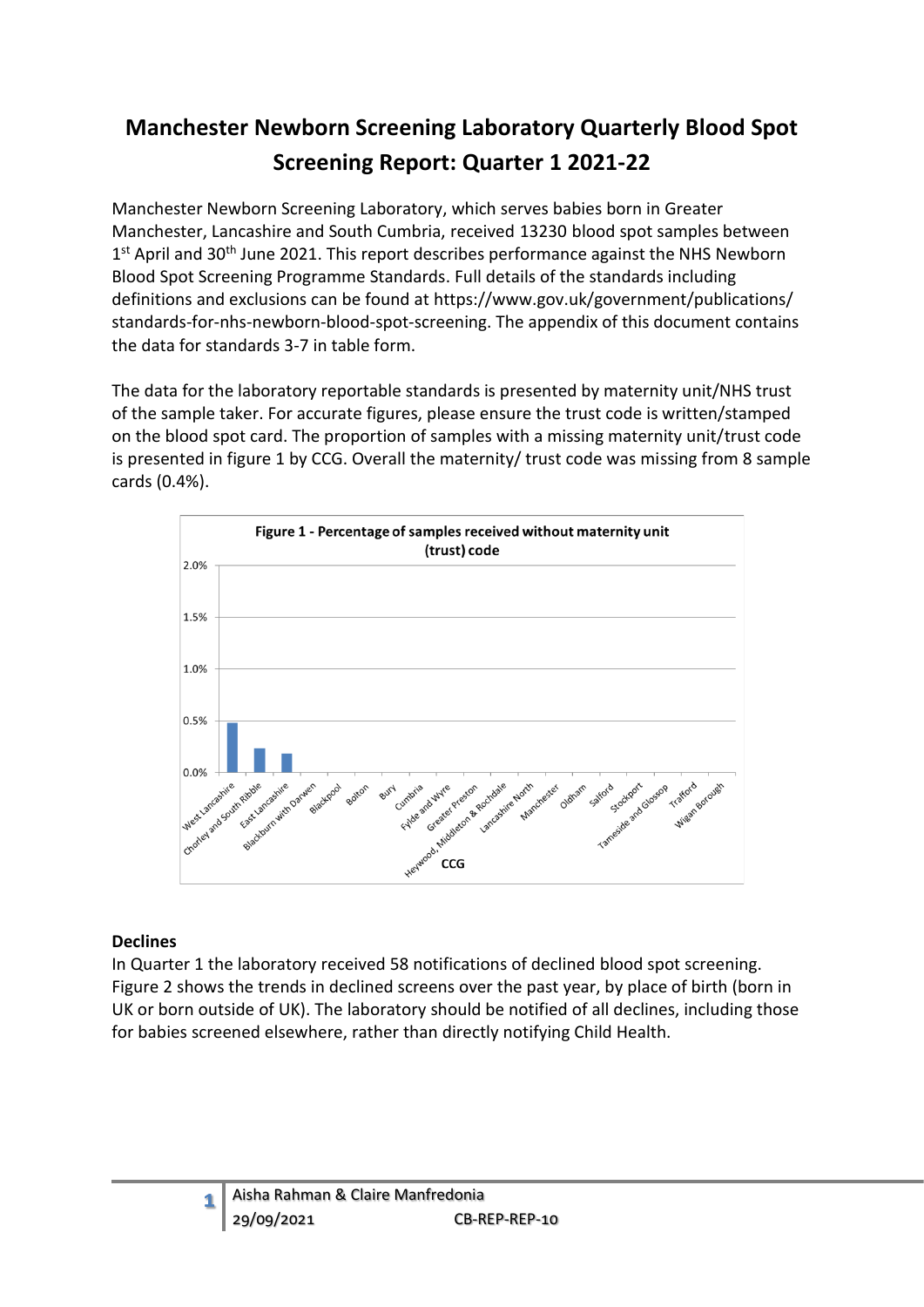# Manchester Newborn Screening Laboratory Quarterly Blood Spot Screening Report: Quarter 1 2021-22

Manchester Newborn Screening Laboratory, which serves babies born in Greater Manchester, Lancashire and South Cumbria, received 13230 blood spot samples between 1st April and 30th June 2021. This report describes performance against the NHS Newborn Blood Spot Screening Programme Standards. Full details of the standards including definitions and exclusions can be found at https://www.gov.uk/government/publications/standards-for-nhs-newborn-blood-spot-screening. The appendix of this document contains the data for standards 3-7 in table form.

The data for the laboratory reportable standards is presented by maternity unit/NHS trust of the sample taker. For accurate figures, please ensure the trust code is written/stamped on the blood spot card. The proportion of samples with a missing maternity unit/trust code is presented in figure 1 by CCG. Overall the maternity/ trust code was missing from 8 sample cards (0.4%).

**Figure 1 - Percentage of samples received without maternity unit (trust) code**

## Declines

In Quarter 1 the laboratory received 58 notifications of declined blood spot screening. Figure 2 shows the trends in declined screens over the past year, by place of birth (born in UK or born outside of UK). The laboratory should be notified of all declines, including those for babies screened elsewhere, rather than directly notifying Child Health.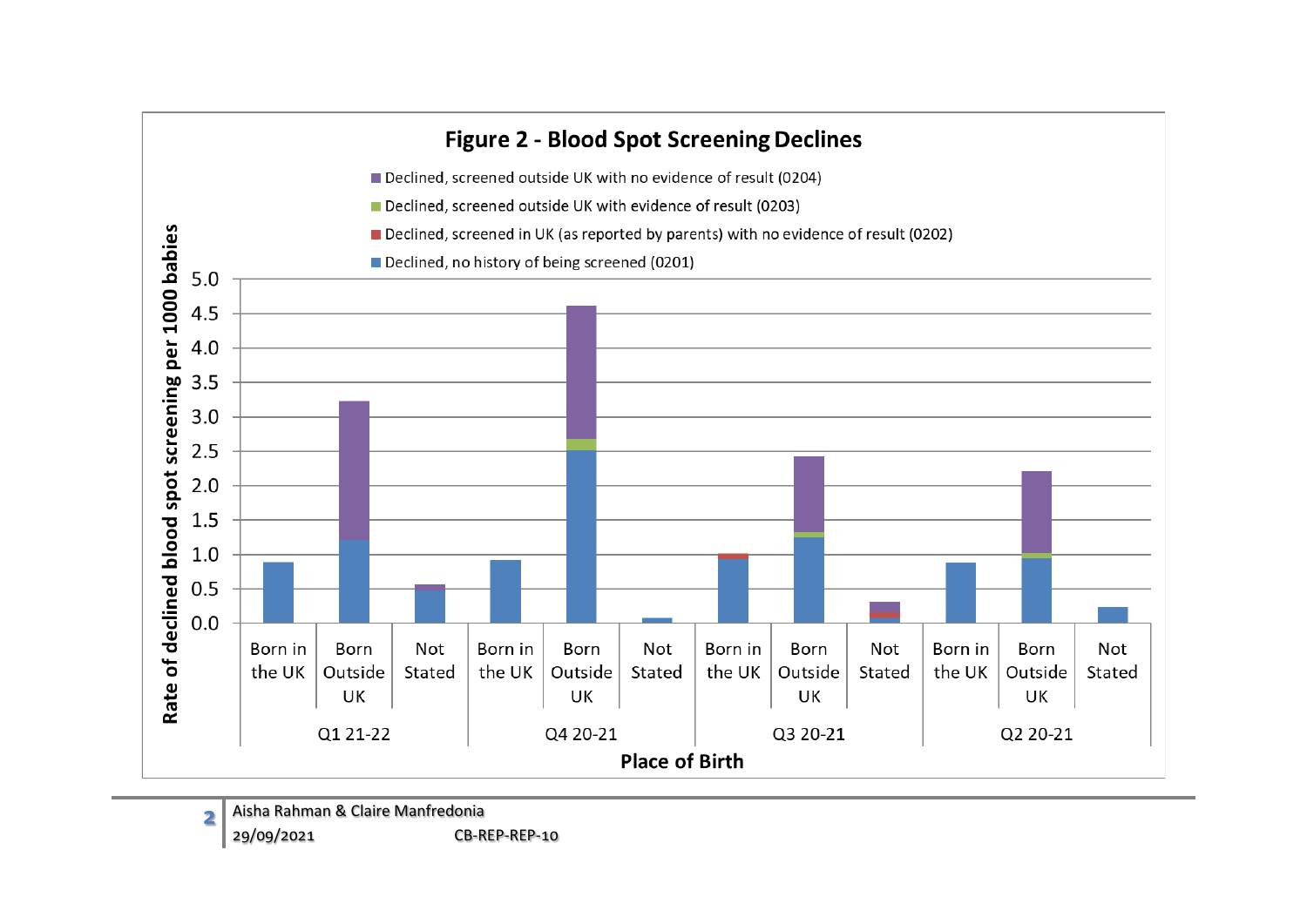**Figure 2 - Blood Spot Screening Declines**

- Declined, screened outside UK with no evidence of result (0204)
- Declined, screened outside UK with evidence of result (0203)
- Declined, screened in UK (as reported by parents) with no evidence of result (0202)
- Declined, no history of being screened (0201)

Rate of declined blood spot screening per 1000 babies

| Quarter | Place of Birth |
|---|---|
| Q1 21-22 | Born in the UK |
| | Born Outside UK |
| | Not Stated |
| Q4 20-21 | Born in the UK |
| | Born Outside UK |
| | Not Stated |
| Q3 20-21 | Born in the UK |
| | Born Outside UK |
| | Not Stated |
| Q2 20-21 | Born in the UK |
| | Born Outside UK |
| | Not Stated |

Place of Birth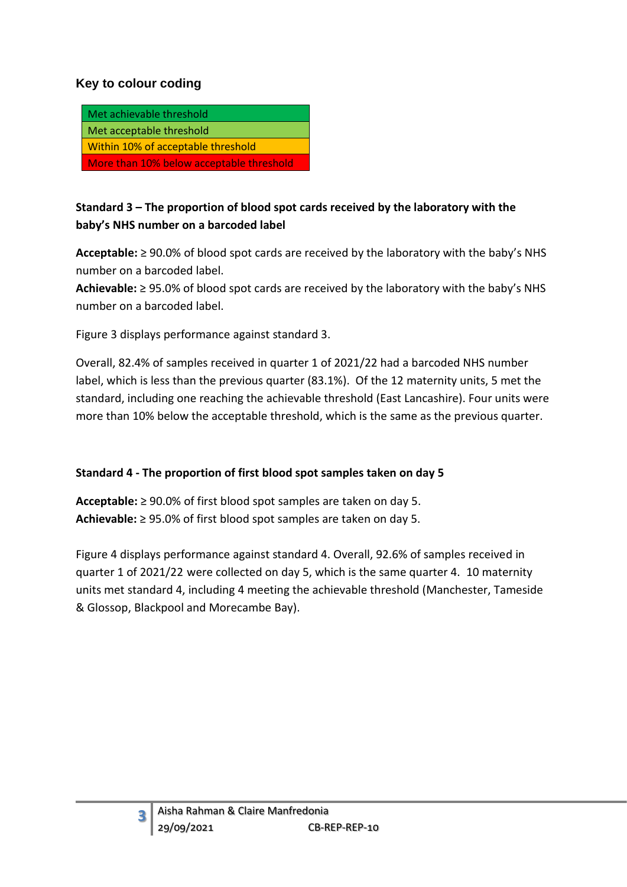### Key to colour coding

| Met achievable threshold |
|---|
| Met acceptable threshold |
| Within 10% of acceptable threshold |
| More than 10% below acceptable threshold |

**Standard 3 – The proportion of blood spot cards received by the laboratory with the baby's NHS number on a barcoded label**

**Acceptable:** ≥ 90.0% of blood spot cards are received by the laboratory with the baby's NHS number on a barcoded label.
**Achievable:** ≥ 95.0% of blood spot cards are received by the laboratory with the baby's NHS number on a barcoded label.

Figure 3 displays performance against standard 3.

Overall, 82.4% of samples received in quarter 1 of 2021/22 had a barcoded NHS number label, which is less than the previous quarter (83.1%). Of the 12 maternity units, 5 met the standard, including one reaching the achievable threshold (East Lancashire). Four units were more than 10% below the acceptable threshold, which is the same as the previous quarter.

**Standard 4 - The proportion of first blood spot samples taken on day 5**

**Acceptable:** ≥ 90.0% of first blood spot samples are taken on day 5.
**Achievable:** ≥ 95.0% of first blood spot samples are taken on day 5.

Figure 4 displays performance against standard 4. Overall, 92.6% of samples received in quarter 1 of 2021/22 were collected on day 5, which is the same quarter 4. 10 maternity units met standard 4, including 4 meeting the achievable threshold (Manchester, Tameside & Glossop, Blackpool and Morecambe Bay).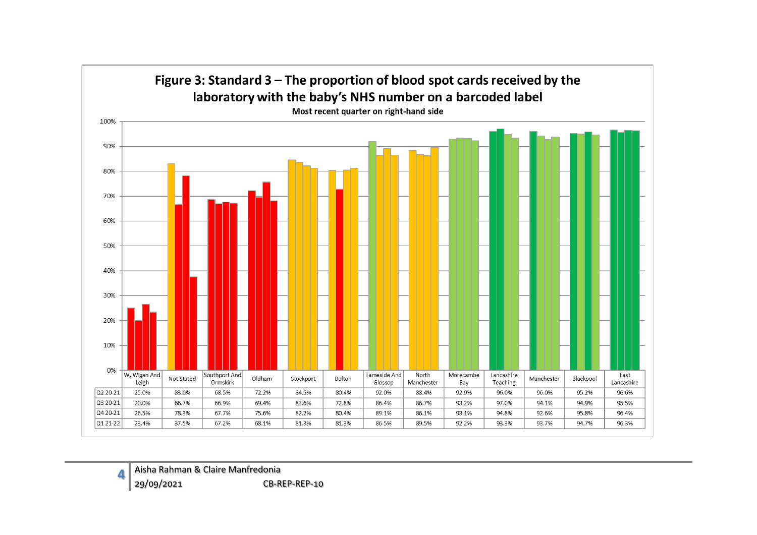## Figure 3: Standard 3 – The proportion of blood spot cards received by the laboratory with the baby's NHS number on a barcoded label

Most recent quarter on right-hand side

| | W, Wigan And Leigh | Not Stated | Southport And Ormskirk | Oldham | Stockport | Bolton | Tameside And Glossop | North Manchester | Morecambe Bay | Lancashire Teaching | Manchester | Blackpool | East Lancashire |
|---|---|---|---|---|---|---|---|---|---|---|---|---|---|
| Q2 20-21 | 25.0% | 83.0% | 68.5% | 72.2% | 84.5% | 80.4% | 92.0% | 88.4% | 92.9% | 96.0% | 96.0% | 95.2% | 96.6% |
| Q3 20-21 | 20.0% | 66.7% | 66.9% | 69.4% | 83.6% | 72.8% | 86.4% | 86.7% | 93.2% | 97.0% | 94.1% | 94.9% | 95.5% |
| Q4 20-21 | 26.5% | 78.3% | 67.7% | 75.6% | 82.2% | 80.4% | 89.1% | 86.1% | 93.1% | 94.8% | 92.6% | 95.8% | 96.4% |
| Q1 21-22 | 23.4% | 37.5% | 67.2% | 68.1% | 81.3% | 81.3% | 86.5% | 89.5% | 92.2% | 93.3% | 93.7% | 94.7% | 96.3% |

Aisha Rahman & Claire Manfredonia
29/09/2021 CB-REP-REP-10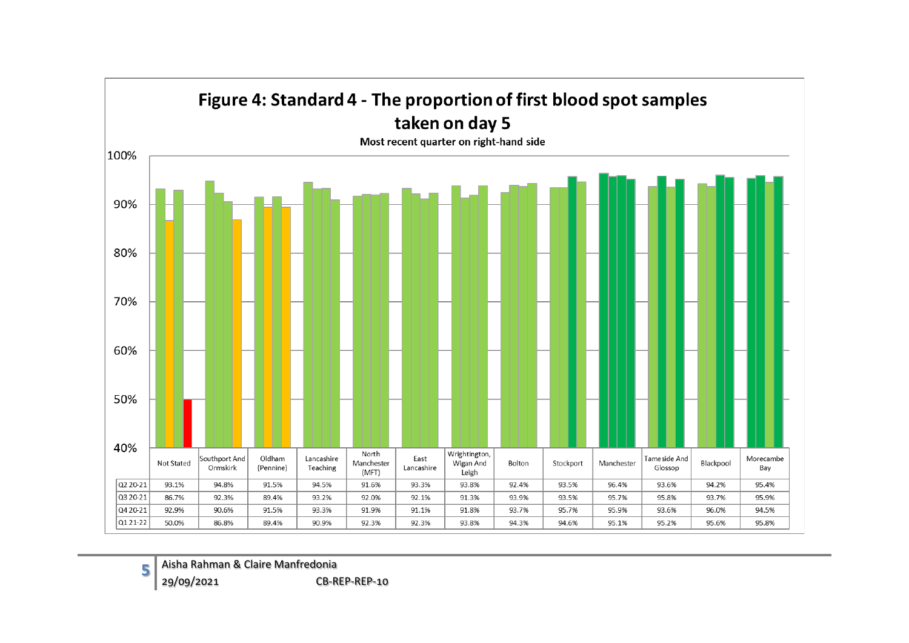# Figure 4: Standard 4 - The proportion of first blood spot samples taken on day 5

Most recent quarter on right-hand side

| | Not Stated | Southport And Ormskirk | Oldham (Pennine) | Lancashire Teaching | North Manchester (MFT) | East Lancashire | Wrightington, Wigan And Leigh | Bolton | Stockport | Manchester | Tameside And Glossop | Blackpool | Morecambe Bay |
|---|---|---|---|---|---|---|---|---|---|---|---|---|---|
| Q2 20-21 | 93.1% | 94.8% | 91.5% | 94.5% | 91.6% | 93.3% | 93.8% | 92.4% | 93.5% | 96.4% | 93.6% | 94.2% | 95.4% |
| Q3 20-21 | 86.7% | 92.3% | 89.4% | 93.2% | 92.0% | 92.1% | 91.3% | 93.9% | 93.5% | 95.7% | 95.8% | 93.7% | 95.9% |
| Q4 20-21 | 92.9% | 90.6% | 91.5% | 93.3% | 91.9% | 91.1% | 91.8% | 93.7% | 95.7% | 95.9% | 93.6% | 96.0% | 94.5% |
| Q1 21-22 | 50.0% | 86.8% | 89.4% | 90.9% | 92.3% | 92.3% | 93.8% | 94.3% | 94.6% | 95.1% | 95.2% | 95.6% | 95.8% |

Aisha Rahman & Claire Manfredonia
29/09/2021 CB-REP-REP-10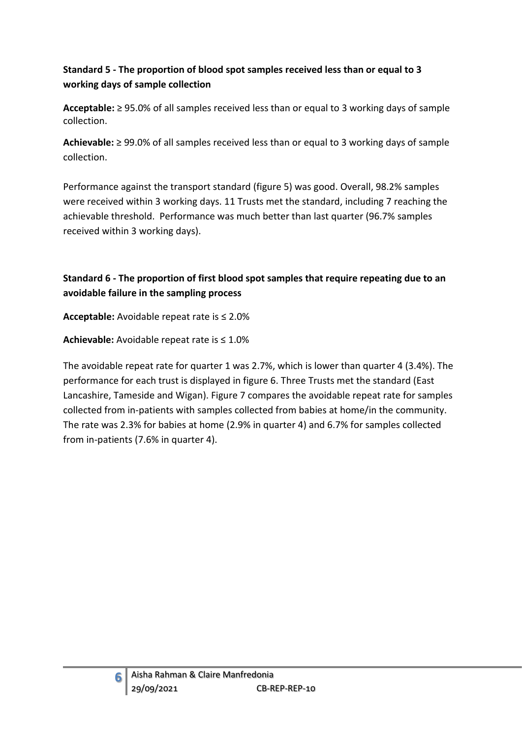**Standard 5 - The proportion of blood spot samples received less than or equal to 3 working days of sample collection**

**Acceptable:** ≥ 95.0% of all samples received less than or equal to 3 working days of sample collection.

**Achievable:** ≥ 99.0% of all samples received less than or equal to 3 working days of sample collection.

Performance against the transport standard (figure 5) was good. Overall, 98.2% samples were received within 3 working days. 11 Trusts met the standard, including 7 reaching the achievable threshold. Performance was much better than last quarter (96.7% samples received within 3 working days).

**Standard 6 - The proportion of first blood spot samples that require repeating due to an avoidable failure in the sampling process**

**Acceptable:** Avoidable repeat rate is ≤ 2.0%

**Achievable:** Avoidable repeat rate is ≤ 1.0%

The avoidable repeat rate for quarter 1 was 2.7%, which is lower than quarter 4 (3.4%). The performance for each trust is displayed in figure 6. Three Trusts met the standard (East Lancashire, Tameside and Wigan). Figure 7 compares the avoidable repeat rate for samples collected from in-patients with samples collected from babies at home/in the community. The rate was 2.3% for babies at home (2.9% in quarter 4) and 6.7% for samples collected from in-patients (7.6% in quarter 4).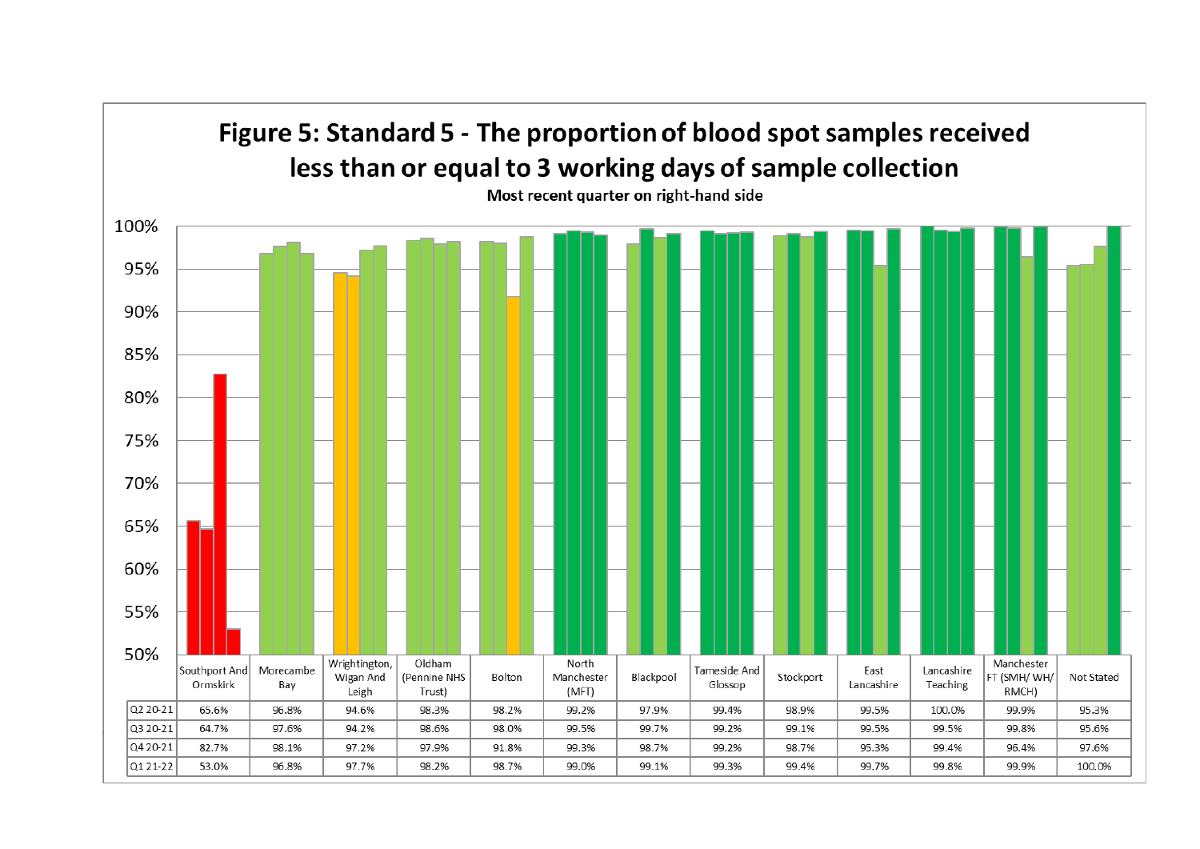## Figure 5: Standard 5 - The proportion of blood spot samples received less than or equal to 3 working days of sample collection

Most recent quarter on right-hand side

| | Southport And Ormskirk | Morecambe Bay | Wrightington, Wigan And Leigh | Oldham (Pennine NHS Trust) | Bolton | North Manchester (MFT) | Blackpool | Tameside And Glossop | Stockport | East Lancashire | Lancashire Teaching | Manchester FT (SMH/ WH/ RMCH) | Not Stated |
|---|---|---|---|---|---|---|---|---|---|---|---|---|---|
| Q2 20-21 | 65.6% | 96.8% | 94.6% | 98.3% | 98.2% | 99.2% | 97.9% | 99.4% | 98.9% | 99.5% | 100.0% | 99.9% | 95.3% |
| Q3 20-21 | 64.7% | 97.6% | 94.2% | 98.6% | 98.0% | 99.5% | 99.7% | 99.2% | 99.1% | 99.5% | 99.5% | 99.8% | 95.6% |
| Q4 20-21 | 82.7% | 98.1% | 97.2% | 97.9% | 91.8% | 99.3% | 98.7% | 99.2% | 98.7% | 95.3% | 99.4% | 96.4% | 97.6% |
| Q1 21-22 | 53.0% | 96.8% | 97.7% | 98.2% | 98.7% | 99.0% | 99.1% | 99.3% | 99.4% | 99.7% | 99.8% | 99.9% | 100.0% |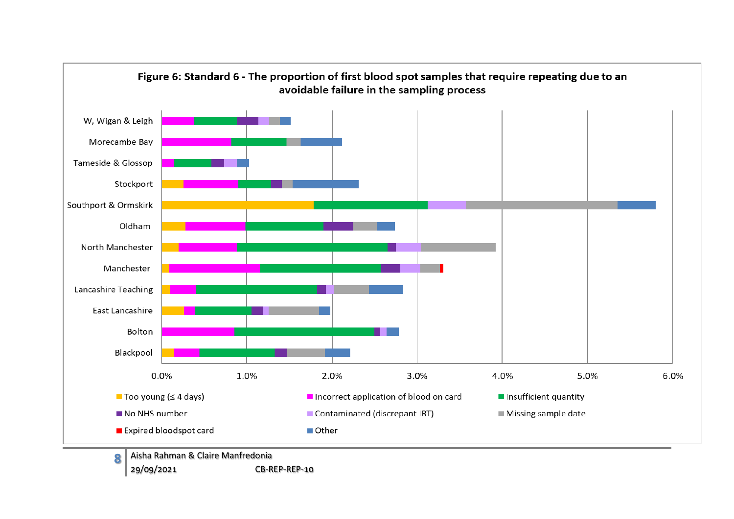**Figure 6: Standard 6 - The proportion of first blood spot samples that require repeating due to an avoidable failure in the sampling process**

W, Wigan & Leigh
Morecambe Bay
Tameside & Glossop
Stockport
Southport & Ormskirk
Oldham
North Manchester
Manchester
Lancashire Teaching
East Lancashire
Bolton
Blackpool

0.0% 1.0% 2.0% 3.0% 4.0% 5.0% 6.0%

- Too young (≤ 4 days)
- Incorrect application of blood on card
- Insufficient quantity
- No NHS number
- Contaminated (discrepant IRT)
- Missing sample date
- Expired bloodspot card
- Other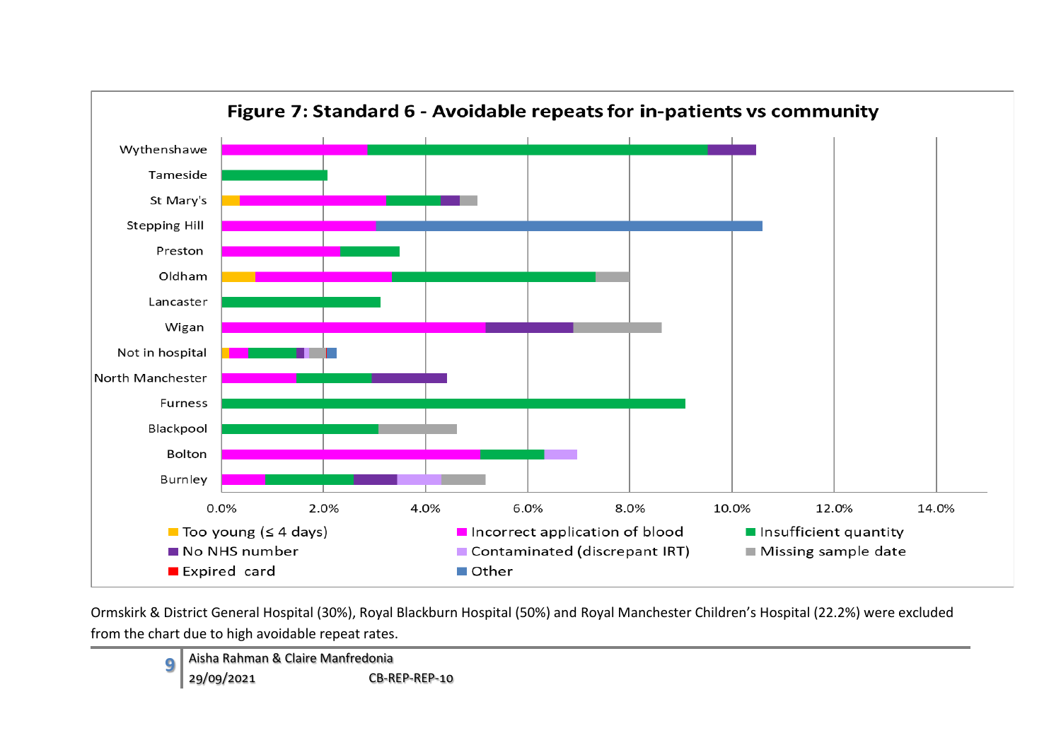**Figure 7: Standard 6 - Avoidable repeats for in-patients vs community**

Ormskirk & District General Hospital (30%), Royal Blackburn Hospital (50%) and Royal Manchester Children's Hospital (22.2%) were excluded from the chart due to high avoidable repeat rates.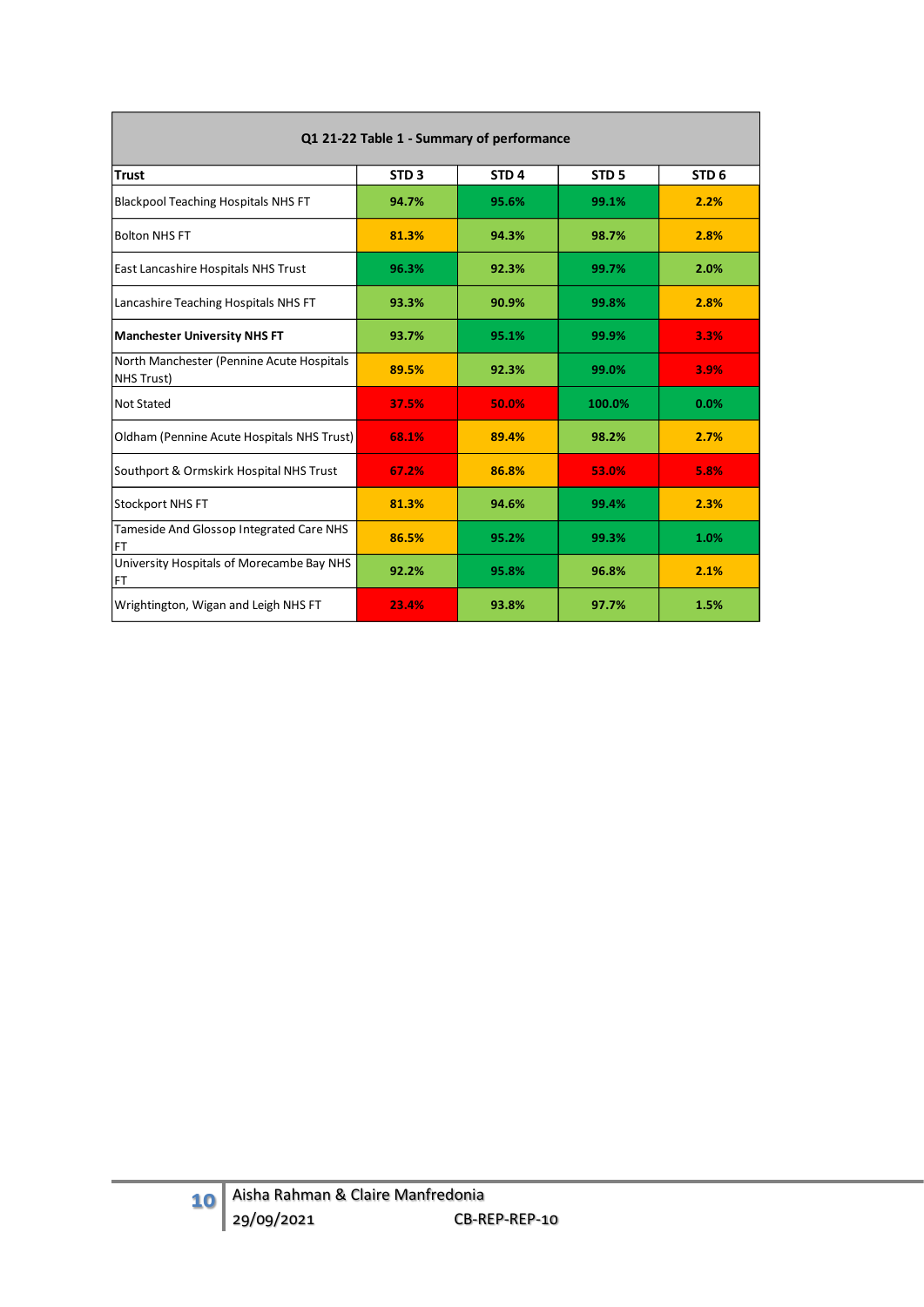| Q1 21-22 Table 1 - Summary of performance | | | | |
|---|---|---|---|---|
| **Trust** | **STD 3** | **STD 4** | **STD 5** | **STD 6** |
| Blackpool Teaching Hospitals NHS FT | 94.7% | 95.6% | 99.1% | 2.2% |
| Bolton NHS FT | 81.3% | 94.3% | 98.7% | 2.8% |
| East Lancashire Hospitals NHS Trust | 96.3% | 92.3% | 99.7% | 2.0% |
| Lancashire Teaching Hospitals NHS FT | 93.3% | 90.9% | 99.8% | 2.8% |
| **Manchester University NHS FT** | 93.7% | 95.1% | 99.9% | 3.3% |
| North Manchester (Pennine Acute Hospitals NHS Trust) | 89.5% | 92.3% | 99.0% | 3.9% |
| Not Stated | 37.5% | 50.0% | 100.0% | 0.0% |
| Oldham (Pennine Acute Hospitals NHS Trust) | 68.1% | 89.4% | 98.2% | 2.7% |
| Southport & Ormskirk Hospital NHS Trust | 67.2% | 86.8% | 53.0% | 5.8% |
| Stockport NHS FT | 81.3% | 94.6% | 99.4% | 2.3% |
| Tameside And Glossop Integrated Care NHS FT | 86.5% | 95.2% | 99.3% | 1.0% |
| University Hospitals of Morecambe Bay NHS FT | 92.2% | 95.8% | 96.8% | 2.1% |
| Wrightington, Wigan and Leigh NHS FT | 23.4% | 93.8% | 97.7% | 1.5% |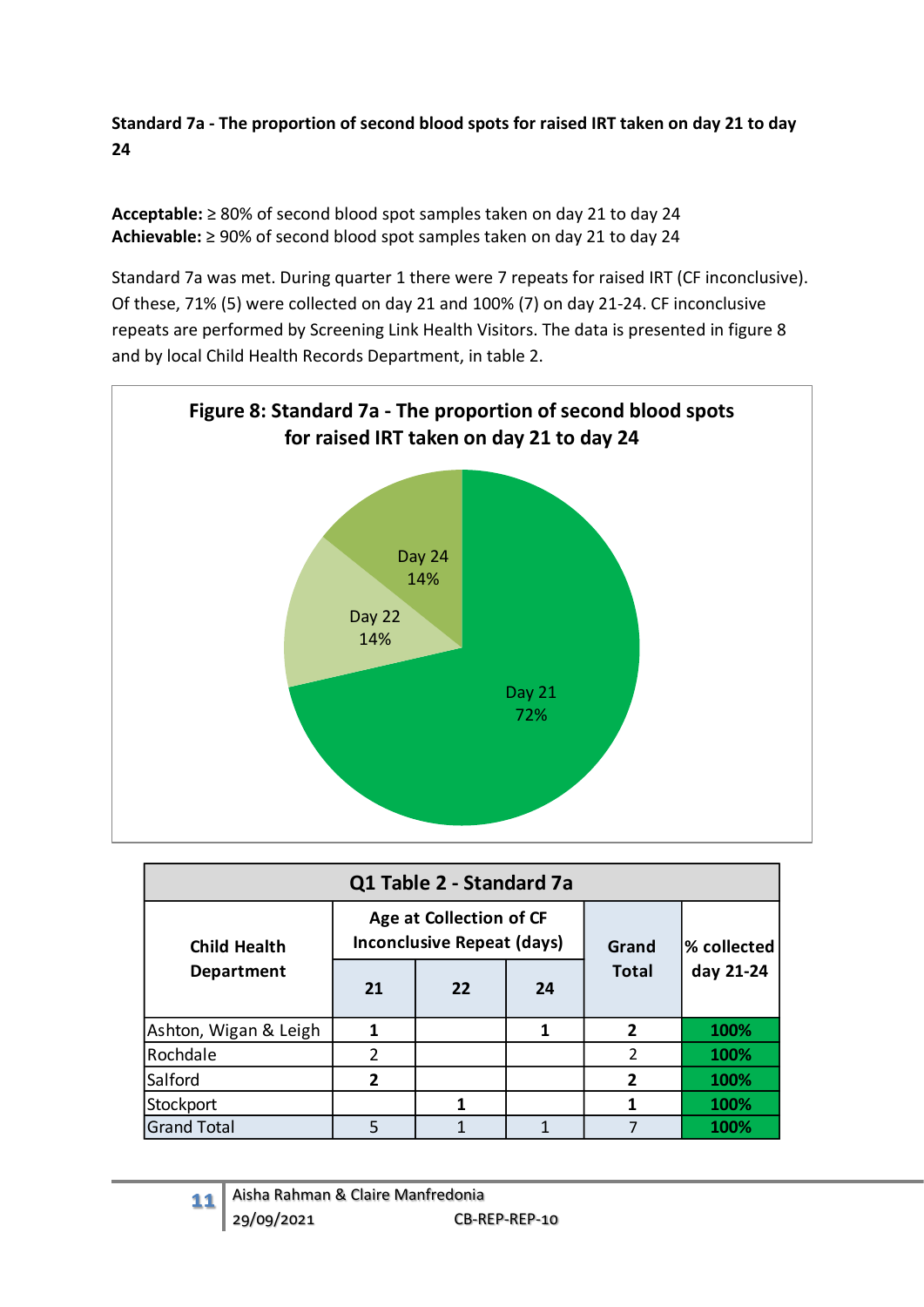**Standard 7a - The proportion of second blood spots for raised IRT taken on day 21 to day 24**

**Acceptable:** ≥ 80% of second blood spot samples taken on day 21 to day 24
**Achievable:** ≥ 90% of second blood spot samples taken on day 21 to day 24

Standard 7a was met. During quarter 1 there were 7 repeats for raised IRT (CF inconclusive). Of these, 71% (5) were collected on day 21 and 100% (7) on day 21-24. CF inconclusive repeats are performed by Screening Link Health Visitors. The data is presented in figure 8 and by local Child Health Records Department, in table 2.

**Figure 8: Standard 7a - The proportion of second blood spots for raised IRT taken on day 21 to day 24**

| Day | % |
|---|---|
| Day 21 | 72% |
| Day 22 | 14% |
| Day 24 | 14% |

| Q1 Table 2 - Standard 7a | | | | | |
|---|---|---|---|---|---|
| Child Health Department | Age at Collection of CF Inconclusive Repeat (days) | | | Grand Total | % collected day 21-24 |
| | 21 | 22 | 24 | | |
| Ashton, Wigan & Leigh | 1 | | 1 | 2 | 100% |
| Rochdale | 2 | | | 2 | 100% |
| Salford | 2 | | | 2 | 100% |
| Stockport | | 1 | | 1 | 100% |
| Grand Total | 5 | 1 | 1 | 7 | 100% |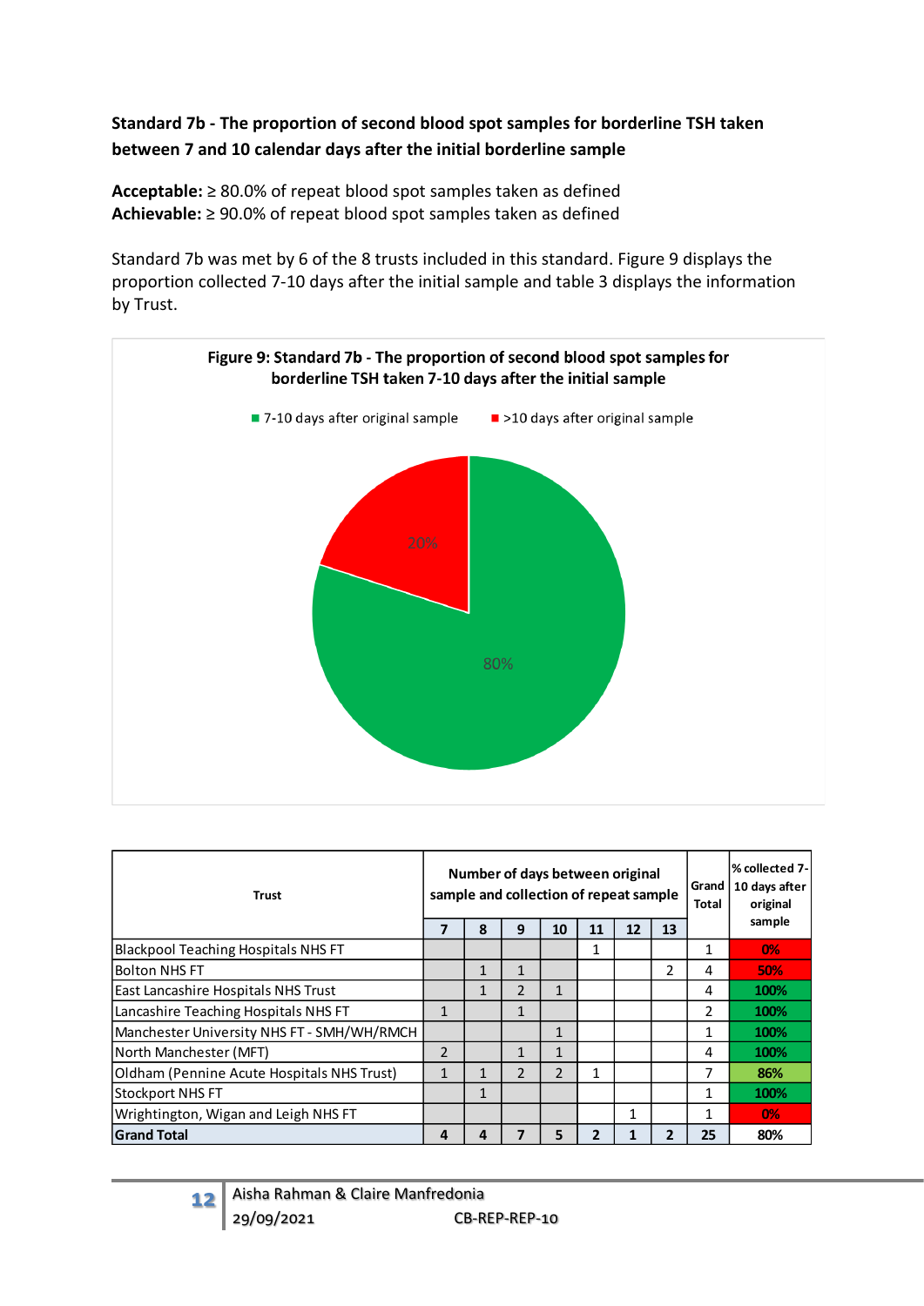**Standard 7b - The proportion of second blood spot samples for borderline TSH taken between 7 and 10 calendar days after the initial borderline sample**

**Acceptable:** ≥ 80.0% of repeat blood spot samples taken as defined
**Achievable:** ≥ 90.0% of repeat blood spot samples taken as defined

Standard 7b was met by 6 of the 8 trusts included in this standard. Figure 9 displays the proportion collected 7-10 days after the initial sample and table 3 displays the information by Trust.

**Figure 9: Standard 7b - The proportion of second blood spot samples for borderline TSH taken 7-10 days after the initial sample**

- 7-10 days after original sample: 80%
- >10 days after original sample: 20%

| Trust | Number of days between original sample and collection of repeat sample | | | | | | | Grand Total | % collected 7-10 days after original sample |
|---|---|---|---|---|---|---|---|---|---|
| | 7 | 8 | 9 | 10 | 11 | 12 | 13 | | |
| Blackpool Teaching Hospitals NHS FT | | | | | 1 | | | 1 | 0% |
| Bolton NHS FT | | 1 | 1 | | | | 2 | 4 | 50% |
| East Lancashire Hospitals NHS Trust | | 1 | 2 | 1 | | | | 4 | 100% |
| Lancashire Teaching Hospitals NHS FT | 1 | | 1 | | | | | 2 | 100% |
| Manchester University NHS FT - SMH/WH/RMCH | | | | 1 | | | | 1 | 100% |
| North Manchester (MFT) | 2 | | 1 | 1 | | | | 4 | 100% |
| Oldham (Pennine Acute Hospitals NHS Trust) | 1 | 1 | 2 | 2 | 1 | | | 7 | 86% |
| Stockport NHS FT | | 1 | | | | | | 1 | 100% |
| Wrightington, Wigan and Leigh NHS FT | | | | | | 1 | | 1 | 0% |
| **Grand Total** | **4** | **4** | **7** | **5** | **2** | **1** | **2** | **25** | **80%** |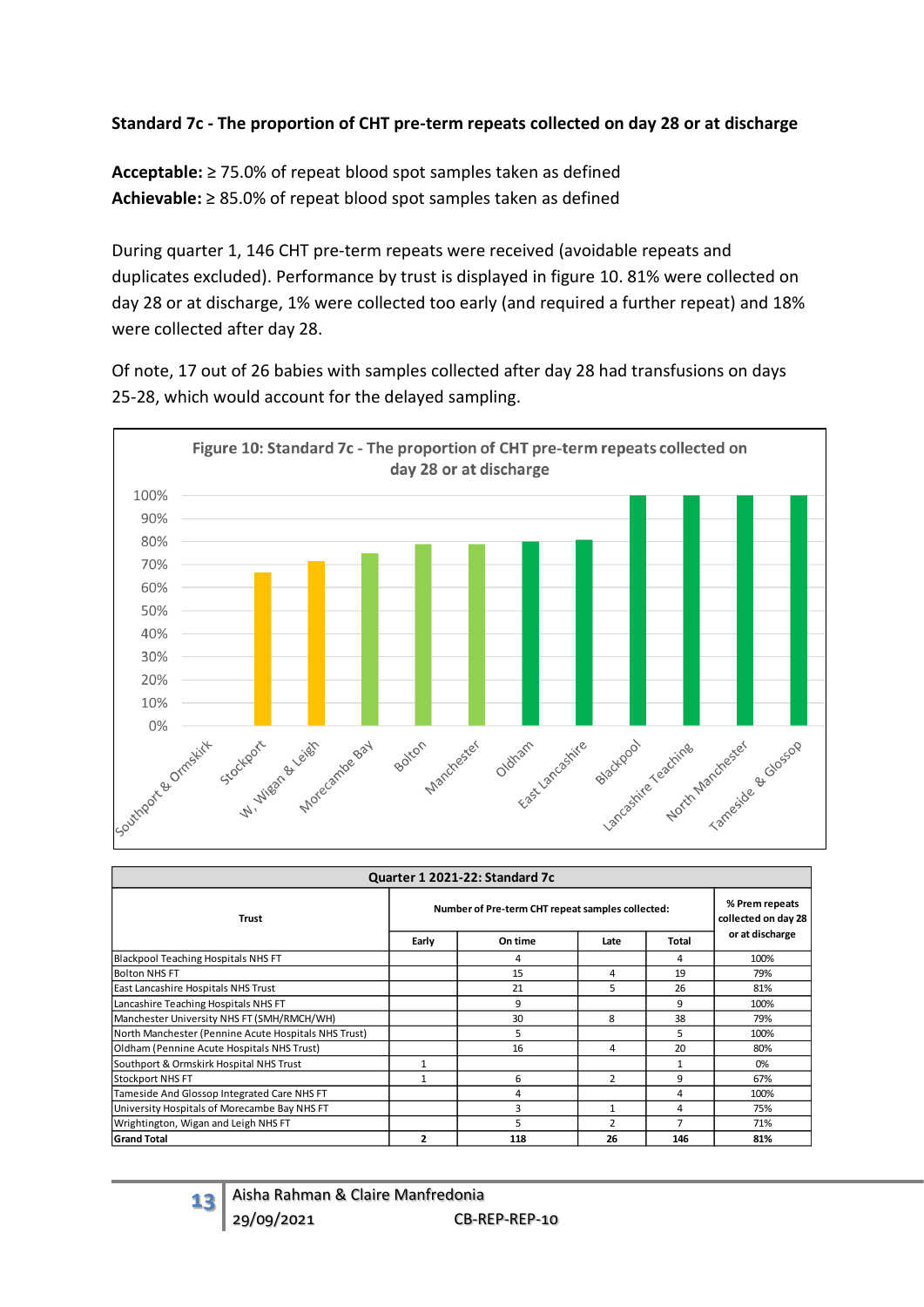**Standard 7c - The proportion of CHT pre-term repeats collected on day 28 or at discharge**

**Acceptable:** ≥ 75.0% of repeat blood spot samples taken as defined
**Achievable:** ≥ 85.0% of repeat blood spot samples taken as defined

During quarter 1, 146 CHT pre-term repeats were received (avoidable repeats and duplicates excluded). Performance by trust is displayed in figure 10. 81% were collected on day 28 or at discharge, 1% were collected too early (and required a further repeat) and 18% were collected after day 28.

Of note, 17 out of 26 babies with samples collected after day 28 had transfusions on days 25-28, which would account for the delayed sampling.

Figure 10: Standard 7c - The proportion of CHT pre-term repeats collected on day 28 or at discharge

| Trust | Number of Pre-term CHT repeat samples collected: | | | | % Prem repeats collected on day 28 or at discharge |
|---|---|---|---|---|---|
| | Early | On time | Late | Total | |
| Blackpool Teaching Hospitals NHS FT | | 4 | | 4 | 100% |
| Bolton NHS FT | | 15 | 4 | 19 | 79% |
| East Lancashire Hospitals NHS Trust | | 21 | 5 | 26 | 81% |
| Lancashire Teaching Hospitals NHS FT | | 9 | | 9 | 100% |
| Manchester University NHS FT (SMH/RMCH/WH) | | 30 | 8 | 38 | 79% |
| North Manchester (Pennine Acute Hospitals NHS Trust) | | 5 | | 5 | 100% |
| Oldham (Pennine Acute Hospitals NHS Trust) | | 16 | 4 | 20 | 80% |
| Southport & Ormskirk Hospital NHS Trust | 1 | | | 1 | 0% |
| Stockport NHS FT | 1 | 6 | 2 | 9 | 67% |
| Tameside And Glossop Integrated Care NHS FT | | 4 | | 4 | 100% |
| University Hospitals of Morecambe Bay NHS FT | | 3 | 1 | 4 | 75% |
| Wrightington, Wigan and Leigh NHS FT | | 5 | 2 | 7 | 71% |
| **Grand Total** | **2** | **118** | **26** | **146** | **81%** |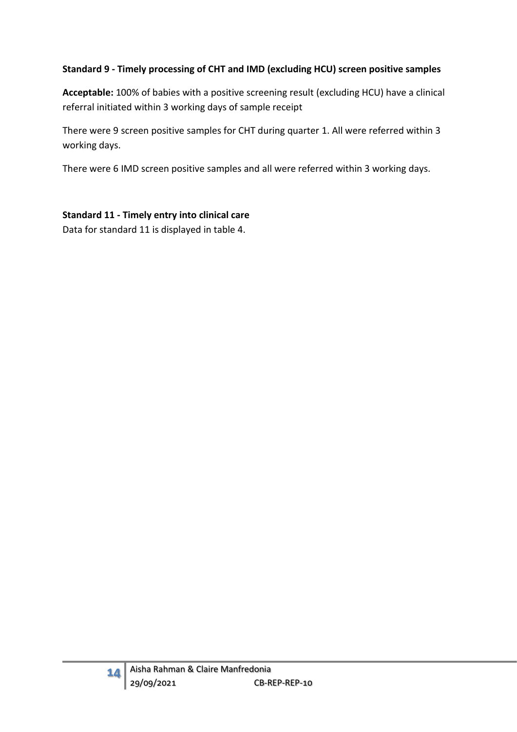**Standard 9 - Timely processing of CHT and IMD (excluding HCU) screen positive samples**

**Acceptable:** 100% of babies with a positive screening result (excluding HCU) have a clinical referral initiated within 3 working days of sample receipt

There were 9 screen positive samples for CHT during quarter 1. All were referred within 3 working days.

There were 6 IMD screen positive samples and all were referred within 3 working days.

**Standard 11 - Timely entry into clinical care**

Data for standard 11 is displayed in table 4.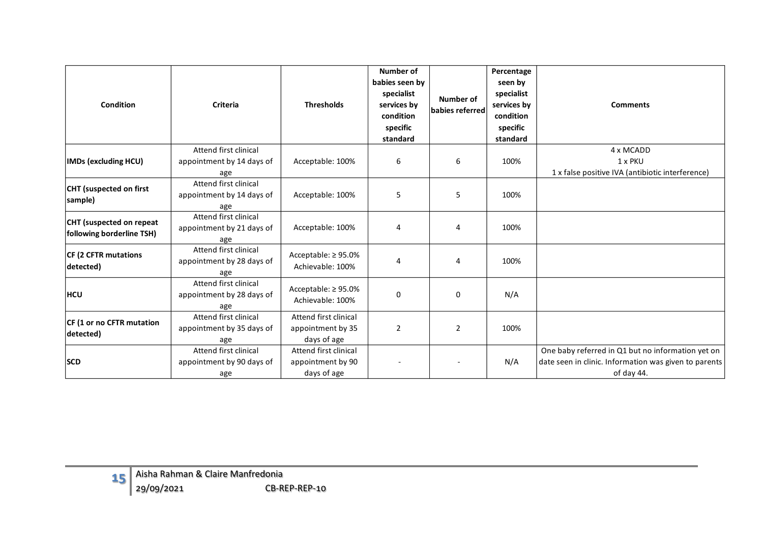| Condition | Criteria | Thresholds | Number of babies seen by specialist services by condition specific standard | Number of babies referred | Percentage seen by specialist services by condition specific standard | Comments |
|---|---|---|---|---|---|---|
| **IMDs (excluding HCU)** | Attend first clinical appointment by 14 days of age | Acceptable: 100% | 6 | 6 | 100% | 4 x MCADD<br>1 x PKU<br>1 x false positive IVA (antibiotic interference) |
| **CHT (suspected on first sample)** | Attend first clinical appointment by 14 days of age | Acceptable: 100% | 5 | 5 | 100% | |
| **CHT (suspected on repeat following borderline TSH)** | Attend first clinical appointment by 21 days of age | Acceptable: 100% | 4 | 4 | 100% | |
| **CF (2 CFTR mutations detected)** | Attend first clinical appointment by 28 days of age | Acceptable: ≥ 95.0%<br>Achievable: 100% | 4 | 4 | 100% | |
| **HCU** | Attend first clinical appointment by 28 days of age | Acceptable: ≥ 95.0%<br>Achievable: 100% | 0 | 0 | N/A | |
| **CF (1 or no CFTR mutation detected)** | Attend first clinical appointment by 35 days of age | Attend first clinical appointment by 35 days of age | 2 | 2 | 100% | |
| **SCD** | Attend first clinical appointment by 90 days of age | Attend first clinical appointment by 90 days of age | - | - | N/A | One baby referred in Q1 but no information yet on date seen in clinic. Information was given to parents of day 44. |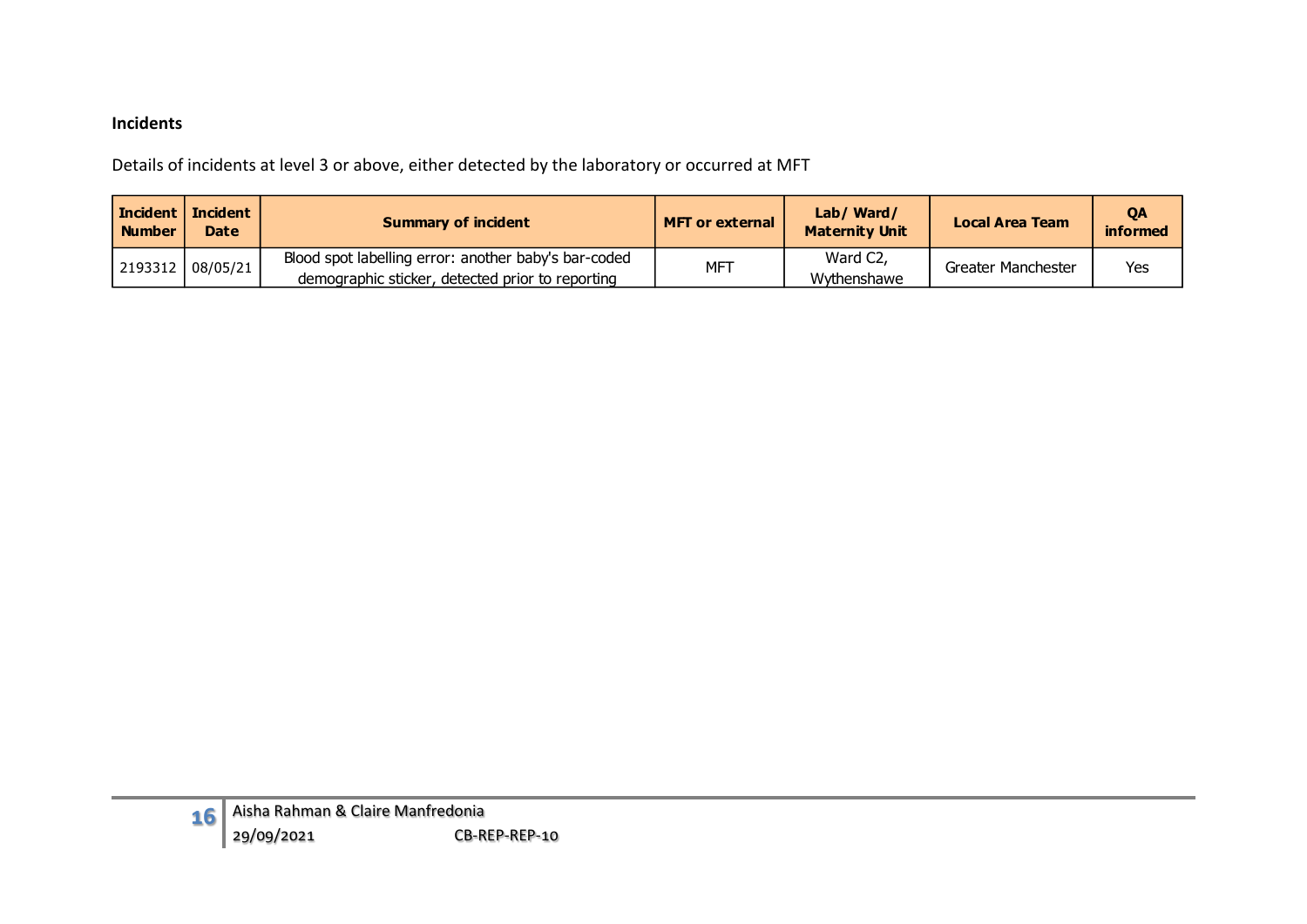**Incidents**

Details of incidents at level 3 or above, either detected by the laboratory or occurred at MFT

| Incident Number | Incident Date | Summary of incident | MFT or external | Lab/ Ward/ Maternity Unit | Local Area Team | QA informed |
|---|---|---|---|---|---|---|
| 2193312 | 08/05/21 | Blood spot labelling error: another baby's bar-coded demographic sticker, detected prior to reporting | MFT | Ward C2, Wythenshawe | Greater Manchester | Yes |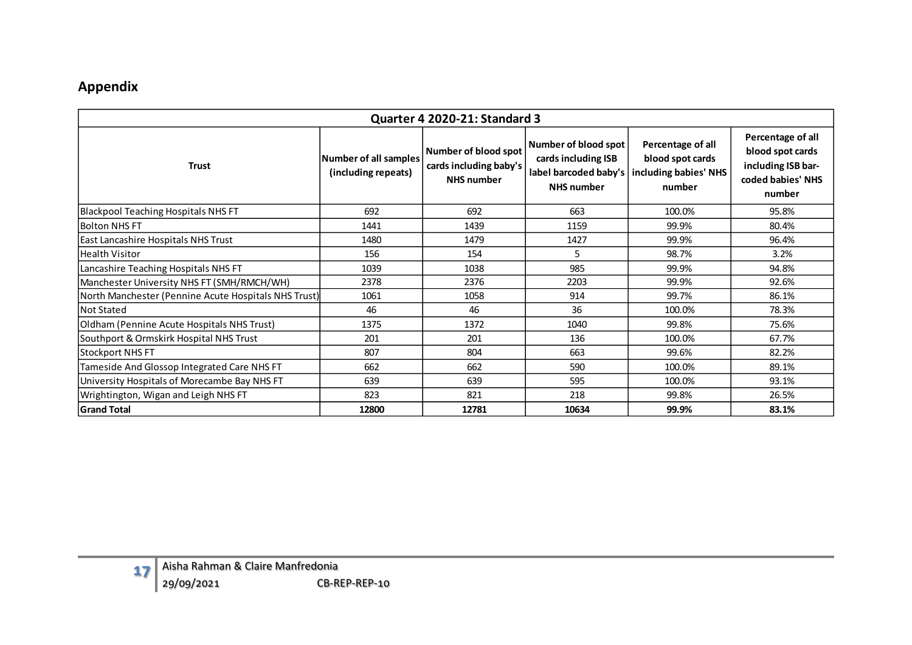## Appendix

| Quarter 4 2020-21: Standard 3 | | | | | |
|---|---|---|---|---|---|
| **Trust** | **Number of all samples (including repeats)** | **Number of blood spot cards including baby's NHS number** | **Number of blood spot cards including ISB label barcoded baby's NHS number** | **Percentage of all blood spot cards including babies' NHS number** | **Percentage of all blood spot cards including ISB bar-coded babies' NHS number** |
| Blackpool Teaching Hospitals NHS FT | 692 | 692 | 663 | 100.0% | 95.8% |
| Bolton NHS FT | 1441 | 1439 | 1159 | 99.9% | 80.4% |
| East Lancashire Hospitals NHS Trust | 1480 | 1479 | 1427 | 99.9% | 96.4% |
| Health Visitor | 156 | 154 | 5 | 98.7% | 3.2% |
| Lancashire Teaching Hospitals NHS FT | 1039 | 1038 | 985 | 99.9% | 94.8% |
| Manchester University NHS FT (SMH/RMCH/WH) | 2378 | 2376 | 2203 | 99.9% | 92.6% |
| North Manchester (Pennine Acute Hospitals NHS Trust) | 1061 | 1058 | 914 | 99.7% | 86.1% |
| Not Stated | 46 | 46 | 36 | 100.0% | 78.3% |
| Oldham (Pennine Acute Hospitals NHS Trust) | 1375 | 1372 | 1040 | 99.8% | 75.6% |
| Southport & Ormskirk Hospital NHS Trust | 201 | 201 | 136 | 100.0% | 67.7% |
| Stockport NHS FT | 807 | 804 | 663 | 99.6% | 82.2% |
| Tameside And Glossop Integrated Care NHS FT | 662 | 662 | 590 | 100.0% | 89.1% |
| University Hospitals of Morecambe Bay NHS FT | 639 | 639 | 595 | 100.0% | 93.1% |
| Wrightington, Wigan and Leigh NHS FT | 823 | 821 | 218 | 99.8% | 26.5% |
| **Grand Total** | **12800** | **12781** | **10634** | **99.9%** | **83.1%** |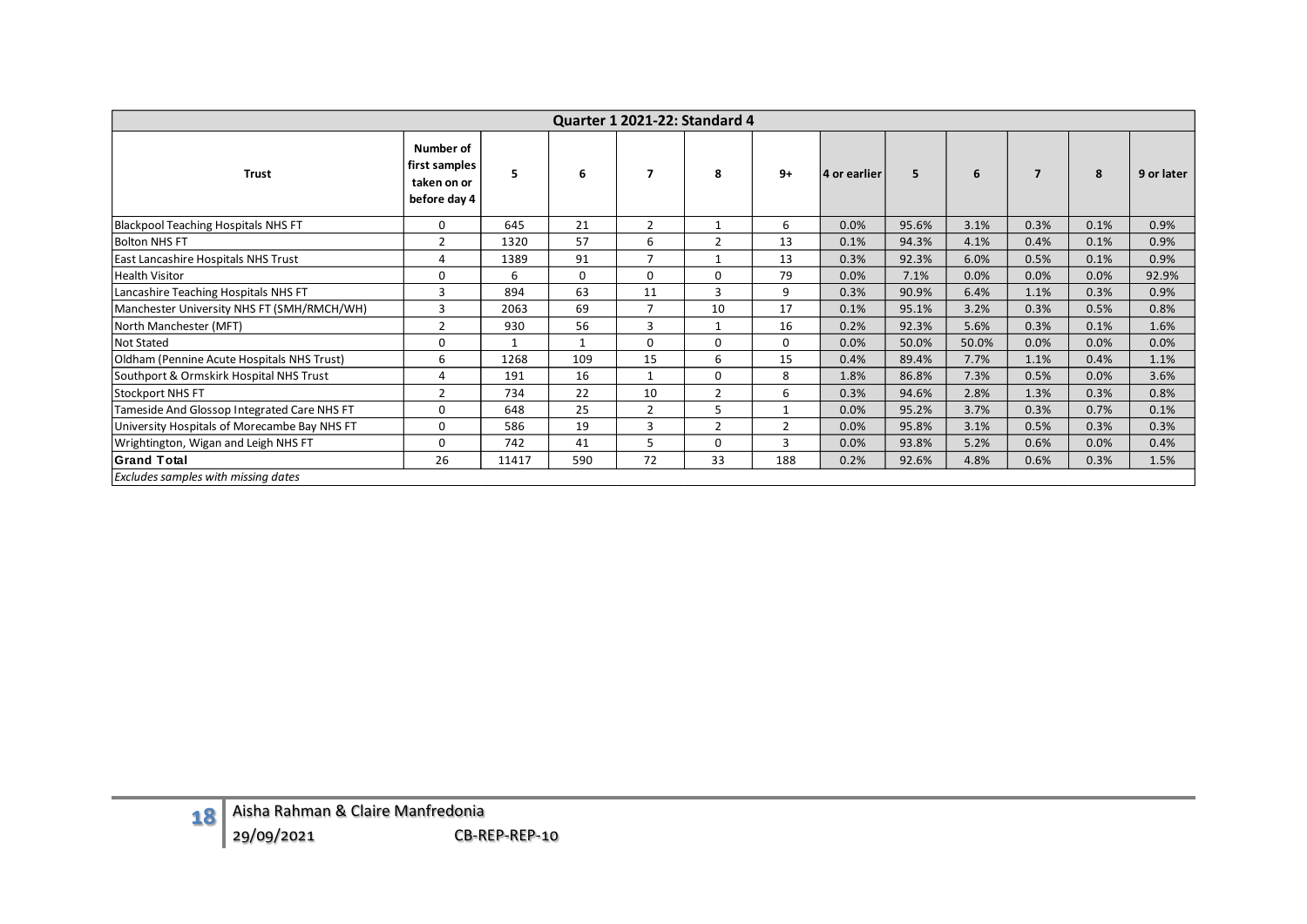| Quarter 1 2021-22: Standard 4 | | | | | | | | | | | | |
|---|---|---|---|---|---|---|---|---|---|---|---|---|
| **Trust** | **Number of first samples taken on or before day 4** | **5** | **6** | **7** | **8** | **9+** | **4 or earlier** | **5** | **6** | **7** | **8** | **9 or later** |
| Blackpool Teaching Hospitals NHS FT | 0 | 645 | 21 | 2 | 1 | 6 | 0.0% | 95.6% | 3.1% | 0.3% | 0.1% | 0.9% |
| Bolton NHS FT | 2 | 1320 | 57 | 6 | 2 | 13 | 0.1% | 94.3% | 4.1% | 0.4% | 0.1% | 0.9% |
| East Lancashire Hospitals NHS Trust | 4 | 1389 | 91 | 7 | 1 | 13 | 0.3% | 92.3% | 6.0% | 0.5% | 0.1% | 0.9% |
| Health Visitor | 0 | 6 | 0 | 0 | 0 | 79 | 0.0% | 7.1% | 0.0% | 0.0% | 0.0% | 92.9% |
| Lancashire Teaching Hospitals NHS FT | 3 | 894 | 63 | 11 | 3 | 9 | 0.3% | 90.9% | 6.4% | 1.1% | 0.3% | 0.9% |
| Manchester University NHS FT (SMH/RMCH/WH) | 3 | 2063 | 69 | 7 | 10 | 17 | 0.1% | 95.1% | 3.2% | 0.3% | 0.5% | 0.8% |
| North Manchester (MFT) | 2 | 930 | 56 | 3 | 1 | 16 | 0.2% | 92.3% | 5.6% | 0.3% | 0.1% | 1.6% |
| Not Stated | 0 | 1 | 1 | 0 | 0 | 0 | 0.0% | 50.0% | 50.0% | 0.0% | 0.0% | 0.0% |
| Oldham (Pennine Acute Hospitals NHS Trust) | 6 | 1268 | 109 | 15 | 6 | 15 | 0.4% | 89.4% | 7.7% | 1.1% | 0.4% | 1.1% |
| Southport & Ormskirk Hospital NHS Trust | 4 | 191 | 16 | 1 | 0 | 8 | 1.8% | 86.8% | 7.3% | 0.5% | 0.0% | 3.6% |
| Stockport NHS FT | 2 | 734 | 22 | 10 | 2 | 6 | 0.3% | 94.6% | 2.8% | 1.3% | 0.3% | 0.8% |
| Tameside And Glossop Integrated Care NHS FT | 0 | 648 | 25 | 2 | 5 | 1 | 0.0% | 95.2% | 3.7% | 0.3% | 0.7% | 0.1% |
| University Hospitals of Morecambe Bay NHS FT | 0 | 586 | 19 | 3 | 2 | 2 | 0.0% | 95.8% | 3.1% | 0.5% | 0.3% | 0.3% |
| Wrightington, Wigan and Leigh NHS FT | 0 | 742 | 41 | 5 | 0 | 3 | 0.0% | 93.8% | 5.2% | 0.6% | 0.0% | 0.4% |
| **Grand Total** | 26 | 11417 | 590 | 72 | 33 | 188 | 0.2% | 92.6% | 4.8% | 0.6% | 0.3% | 1.5% |

*Excludes samples with missing dates*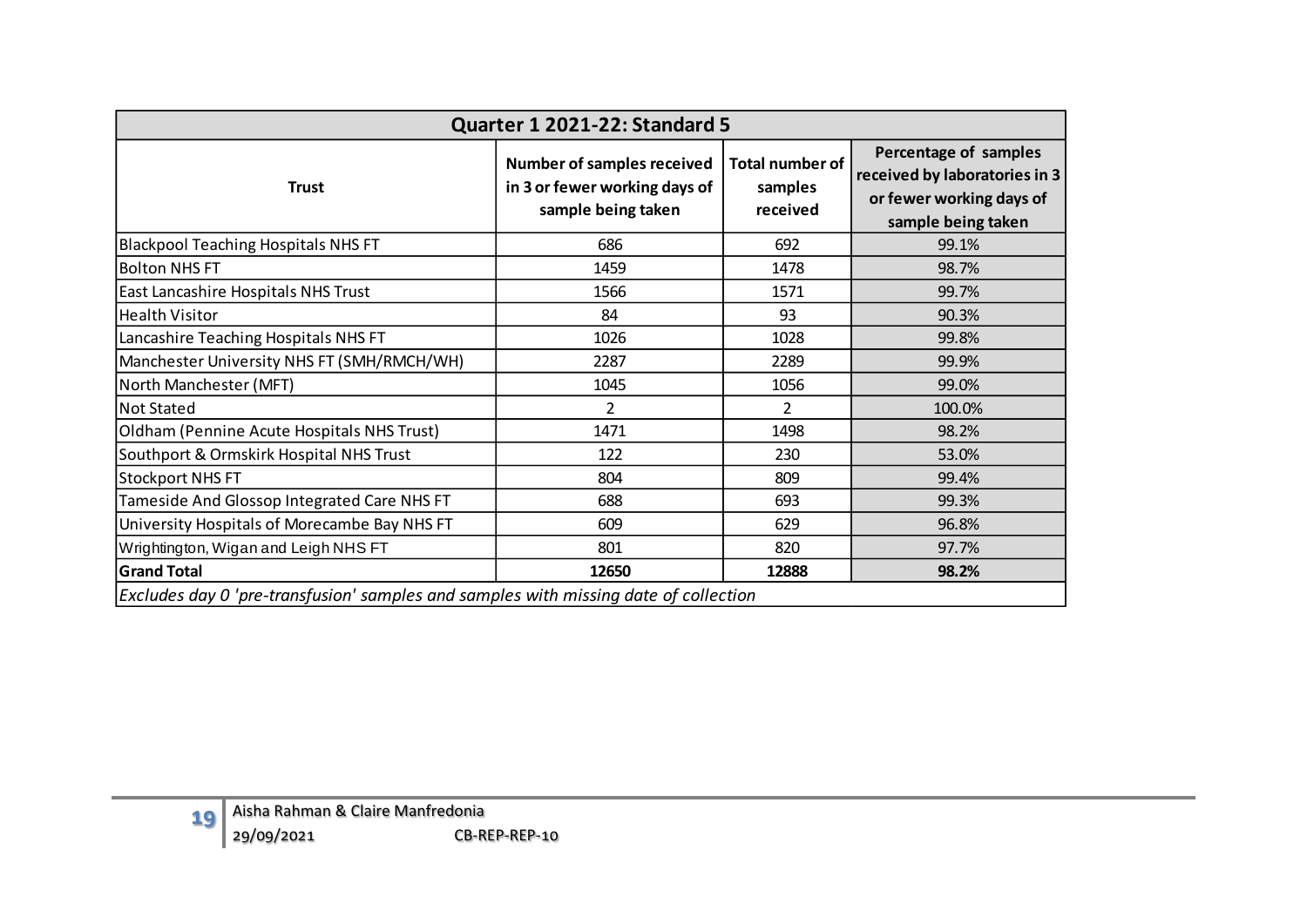| Quarter 1 2021-22: Standard 5 | | | |
|---|---|---|---|
| **Trust** | **Number of samples received in 3 or fewer working days of sample being taken** | **Total number of samples received** | **Percentage of samples received by laboratories in 3 or fewer working days of sample being taken** |
| Blackpool Teaching Hospitals NHS FT | 686 | 692 | 99.1% |
| Bolton NHS FT | 1459 | 1478 | 98.7% |
| East Lancashire Hospitals NHS Trust | 1566 | 1571 | 99.7% |
| Health Visitor | 84 | 93 | 90.3% |
| Lancashire Teaching Hospitals NHS FT | 1026 | 1028 | 99.8% |
| Manchester University NHS FT (SMH/RMCH/WH) | 2287 | 2289 | 99.9% |
| North Manchester (MFT) | 1045 | 1056 | 99.0% |
| Not Stated | 2 | 2 | 100.0% |
| Oldham (Pennine Acute Hospitals NHS Trust) | 1471 | 1498 | 98.2% |
| Southport & Ormskirk Hospital NHS Trust | 122 | 230 | 53.0% |
| Stockport NHS FT | 804 | 809 | 99.4% |
| Tameside And Glossop Integrated Care NHS FT | 688 | 693 | 99.3% |
| University Hospitals of Morecambe Bay NHS FT | 609 | 629 | 96.8% |
| Wrightington, Wigan and Leigh NHS FT | 801 | 820 | 97.7% |
| **Grand Total** | **12650** | **12888** | **98.2%** |

*Excludes day 0 'pre-transfusion' samples and samples with missing date of collection*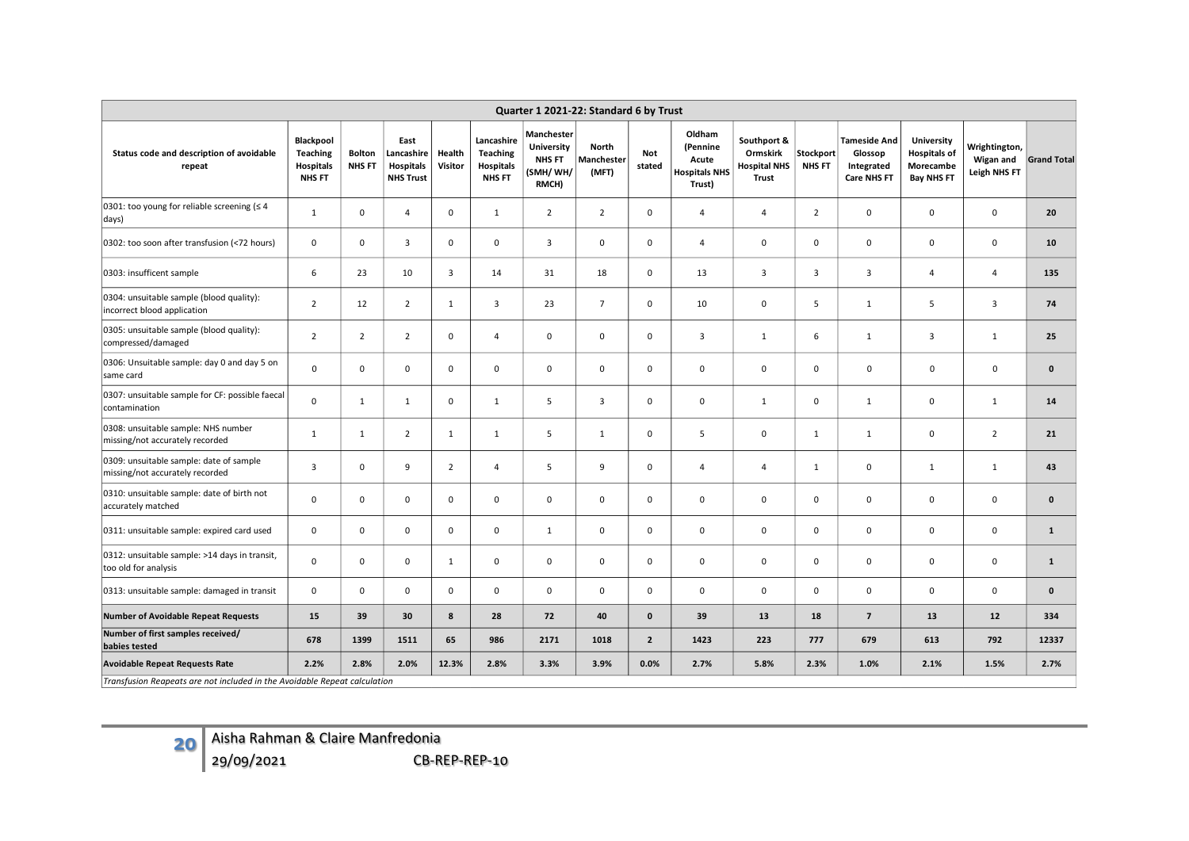| Quarter 1 2021-22: Standard 6 by Trust | | | | | | | | | | | | | | | |
|---|---|---|---|---|---|---|---|---|---|---|---|---|---|---|---|
| Status code and description of avoidable repeat | Blackpool Teaching Hospitals NHS FT | Bolton NHS FT | East Lancashire Hospitals NHS Trust | Health Visitor | Lancashire Teaching Hospitals NHS FT | Manchester University NHS FT (SMH/ WH/ RMCH) | North Manchester (MFT) | Not stated | Oldham (Pennine Acute Hospitals NHS Trust) | Southport & Ormskirk Hospital NHS Trust | Stockport NHS FT | Tameside And Glossop Integrated Care NHS FT | University Hospitals of Morecambe Bay NHS FT | Wrightington, Wigan and Leigh NHS FT | Grand Total |
| 0301: too young for reliable screening (≤ 4 days) | 1 | 0 | 4 | 0 | 1 | 2 | 2 | 0 | 4 | 4 | 2 | 0 | 0 | 0 | **20** |
| 0302: too soon after transfusion (<72 hours) | 0 | 0 | 3 | 0 | 0 | 3 | 0 | 0 | 4 | 0 | 0 | 0 | 0 | 0 | **10** |
| 0303: insufficent sample | 6 | 23 | 10 | 3 | 14 | 31 | 18 | 0 | 13 | 3 | 3 | 3 | 4 | 4 | **135** |
| 0304: unsuitable sample (blood quality): incorrect blood application | 2 | 12 | 2 | 1 | 3 | 23 | 7 | 0 | 10 | 0 | 5 | 1 | 5 | 3 | **74** |
| 0305: unsuitable sample (blood quality): compressed/damaged | 2 | 2 | 2 | 0 | 4 | 0 | 0 | 0 | 3 | 1 | 6 | 1 | 3 | 1 | **25** |
| 0306: Unsuitable sample: day 0 and day 5 on same card | 0 | 0 | 0 | 0 | 0 | 0 | 0 | 0 | 0 | 0 | 0 | 0 | 0 | 0 | **0** |
| 0307: unsuitable sample for CF: possible faecal contamination | 0 | 1 | 1 | 0 | 1 | 5 | 3 | 0 | 0 | 1 | 0 | 1 | 0 | 1 | **14** |
| 0308: unsuitable sample: NHS number missing/not accurately recorded | 1 | 1 | 2 | 1 | 1 | 5 | 1 | 0 | 5 | 0 | 1 | 1 | 0 | 2 | **21** |
| 0309: unsuitable sample: date of sample missing/not accurately recorded | 3 | 0 | 9 | 2 | 4 | 5 | 9 | 0 | 4 | 4 | 1 | 0 | 1 | 1 | **43** |
| 0310: unsuitable sample: date of birth not accurately matched | 0 | 0 | 0 | 0 | 0 | 0 | 0 | 0 | 0 | 0 | 0 | 0 | 0 | 0 | **0** |
| 0311: unsuitable sample: expired card used | 0 | 0 | 0 | 0 | 0 | 1 | 0 | 0 | 0 | 0 | 0 | 0 | 0 | 0 | **1** |
| 0312: unsuitable sample: >14 days in transit, too old for analysis | 0 | 0 | 0 | 1 | 0 | 0 | 0 | 0 | 0 | 0 | 0 | 0 | 0 | 0 | **1** |
| 0313: unsuitable sample: damaged in transit | 0 | 0 | 0 | 0 | 0 | 0 | 0 | 0 | 0 | 0 | 0 | 0 | 0 | 0 | **0** |
| **Number of Avoidable Repeat Requests** | **15** | **39** | **30** | **8** | **28** | **72** | **40** | **0** | **39** | **13** | **18** | **7** | **13** | **12** | **334** |
| **Number of first samples received/ babies tested** | **678** | **1399** | **1511** | **65** | **986** | **2171** | **1018** | **2** | **1423** | **223** | **777** | **679** | **613** | **792** | **12337** |
| **Avoidable Repeat Requests Rate** | **2.2%** | **2.8%** | **2.0%** | **12.3%** | **2.8%** | **3.3%** | **3.9%** | **0.0%** | **2.7%** | **5.8%** | **2.3%** | **1.0%** | **2.1%** | **1.5%** | **2.7%** |

*Transfusion Reapeats are not included in the Avoidable Repeat calculation*

Aisha Rahman & Claire Manfredonia
29/09/2021 CB-REP-REP-10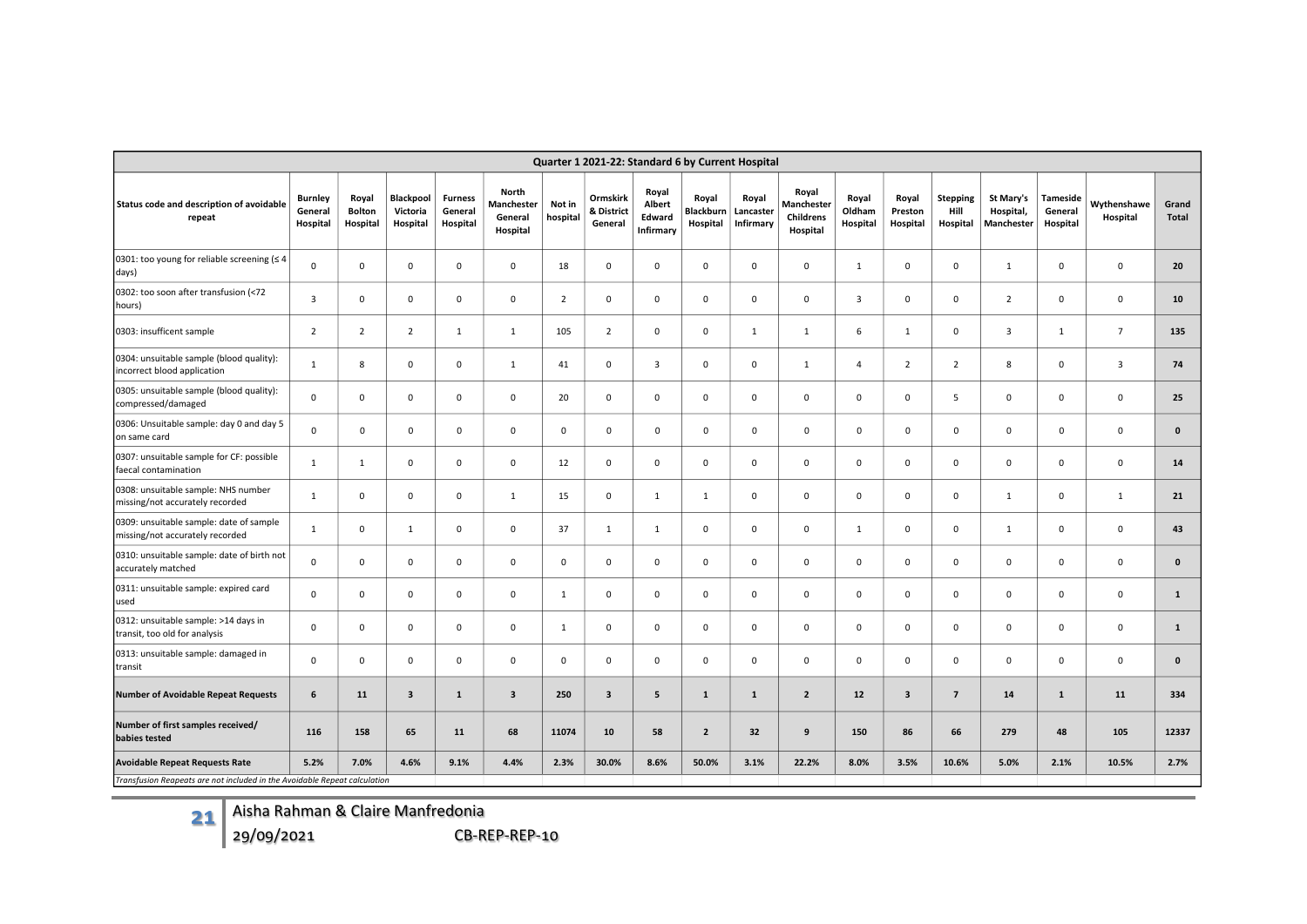| Quarter 1 2021-22: Standard 6 by Current Hospital | | | | | | | | | | | | | | | | | | |
|---|---|---|---|---|---|---|---|---|---|---|---|---|---|---|---|---|---|---|
| Status code and description of avoidable repeat | Burnley General Hospital | Royal Bolton Hospital | Blackpool Victoria Hospital | Furness General Hospital | North Manchester General Hospital | Not in hospital | Ormskirk & District General | Royal Albert Edward Infirmary | Royal Blackburn Hospital | Royal Lancaster Infirmary | Royal Manchester Childrens Hospital | Royal Oldham Hospital | Royal Preston Hospital | Stepping Hill Hospital | St Mary's Hospital, Manchester | Tameside General Hospital | Wythenshawe Hospital | Grand Total |
| 0301: too young for reliable screening (≤ 4 days) | 0 | 0 | 0 | 0 | 0 | 18 | 0 | 0 | 0 | 0 | 0 | 1 | 0 | 0 | 1 | 0 | 0 | **20** |
| 0302: too soon after transfusion (<72 hours) | 3 | 0 | 0 | 0 | 0 | 2 | 0 | 0 | 0 | 0 | 0 | 3 | 0 | 0 | 2 | 0 | 0 | **10** |
| 0303: insufficent sample | 2 | 2 | 2 | 1 | 1 | 105 | 2 | 0 | 0 | 1 | 1 | 6 | 1 | 0 | 3 | 1 | 7 | **135** |
| 0304: unsuitable sample (blood quality): incorrect blood application | 1 | 8 | 0 | 0 | 1 | 41 | 0 | 3 | 0 | 0 | 1 | 4 | 2 | 2 | 8 | 0 | 3 | **74** |
| 0305: unsuitable sample (blood quality): compressed/damaged | 0 | 0 | 0 | 0 | 0 | 20 | 0 | 0 | 0 | 0 | 0 | 0 | 0 | 5 | 0 | 0 | 0 | **25** |
| 0306: Unsuitable sample: day 0 and day 5 on same card | 0 | 0 | 0 | 0 | 0 | 0 | 0 | 0 | 0 | 0 | 0 | 0 | 0 | 0 | 0 | 0 | 0 | **0** |
| 0307: unsuitable sample for CF: possible faecal contamination | 1 | 1 | 0 | 0 | 0 | 12 | 0 | 0 | 0 | 0 | 0 | 0 | 0 | 0 | 0 | 0 | 0 | **14** |
| 0308: unsuitable sample: NHS number missing/not accurately recorded | 1 | 0 | 0 | 0 | 1 | 15 | 0 | 1 | 1 | 0 | 0 | 0 | 0 | 0 | 1 | 0 | 1 | **21** |
| 0309: unsuitable sample: date of sample missing/not accurately recorded | 1 | 0 | 1 | 0 | 0 | 37 | 1 | 1 | 0 | 0 | 0 | 1 | 0 | 0 | 1 | 0 | 0 | **43** |
| 0310: unsuitable sample: date of birth not accurately matched | 0 | 0 | 0 | 0 | 0 | 0 | 0 | 0 | 0 | 0 | 0 | 0 | 0 | 0 | 0 | 0 | 0 | **0** |
| 0311: unsuitable sample: expired card used | 0 | 0 | 0 | 0 | 0 | 1 | 0 | 0 | 0 | 0 | 0 | 0 | 0 | 0 | 0 | 0 | 0 | **1** |
| 0312: unsuitable sample: >14 days in transit, too old for analysis | 0 | 0 | 0 | 0 | 0 | 1 | 0 | 0 | 0 | 0 | 0 | 0 | 0 | 0 | 0 | 0 | 0 | **1** |
| 0313: unsuitable sample: damaged in transit | 0 | 0 | 0 | 0 | 0 | 0 | 0 | 0 | 0 | 0 | 0 | 0 | 0 | 0 | 0 | 0 | 0 | **0** |
| **Number of Avoidable Repeat Requests** | **6** | **11** | **3** | **1** | **3** | **250** | **3** | **5** | **1** | **1** | **2** | **12** | **3** | **7** | **14** | **1** | **11** | **334** |
| **Number of first samples received/ babies tested** | **116** | **158** | **65** | **11** | **68** | **11074** | **10** | **58** | **2** | **32** | **9** | **150** | **86** | **66** | **279** | **48** | **105** | **12337** |
| **Avoidable Repeat Requests Rate** | **5.2%** | **7.0%** | **4.6%** | **9.1%** | **4.4%** | **2.3%** | **30.0%** | **8.6%** | **50.0%** | **3.1%** | **22.2%** | **8.0%** | **3.5%** | **10.6%** | **5.0%** | **2.1%** | **10.5%** | **2.7%** |

*Transfusion Reapeats are not included in the Avoidable Repeat calculation*

Aisha Rahman & Claire Manfredonia

29/09/2021 CB-REP-REP-10